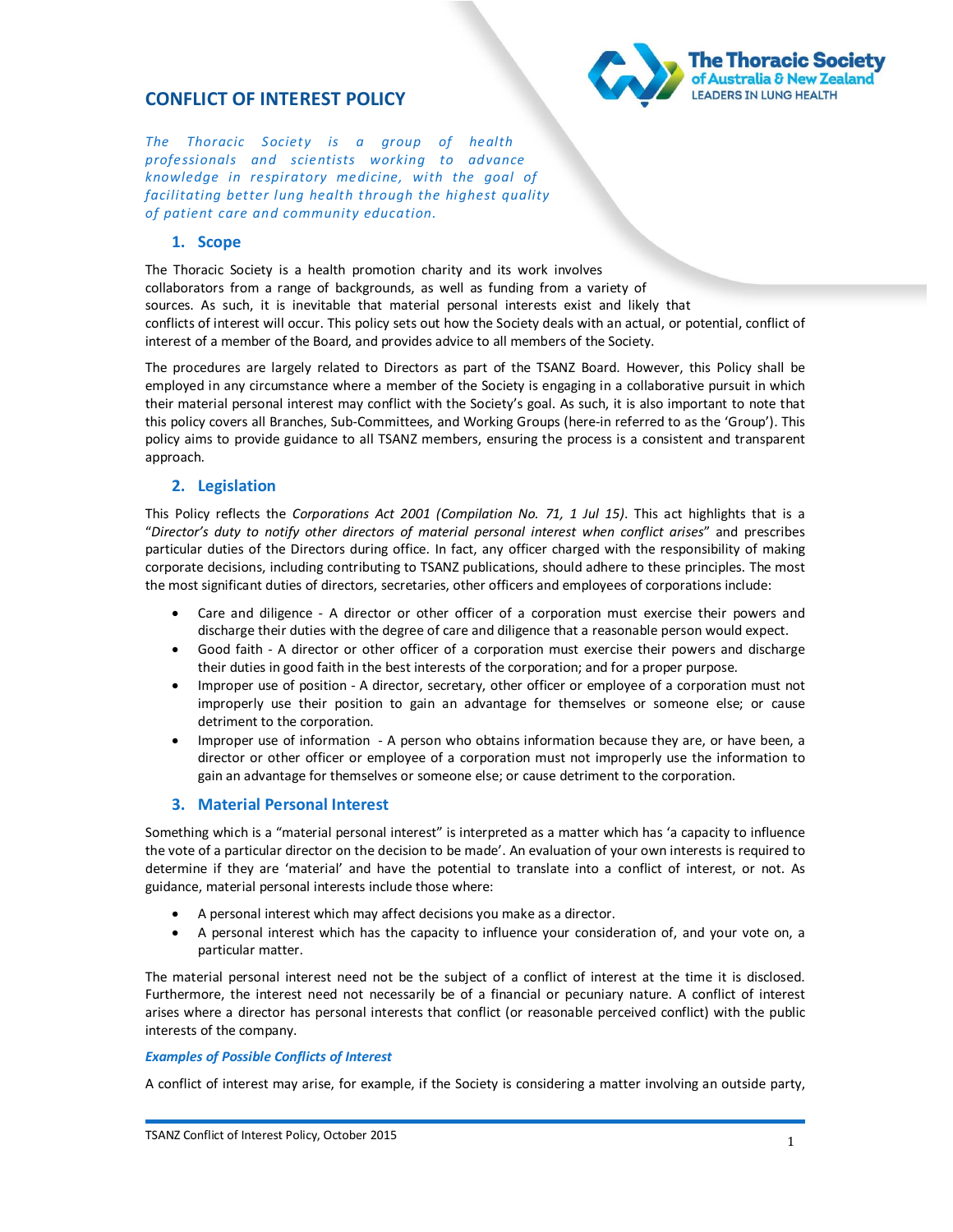# CONFLICT OF INTEREST POLICY

*The Thoracic Society is a group of health professionals and scientists working to advance knowledge in respiratory medicine, with the goal of facilitating better lung health through the highest quality of patient care and community education.*

## 1. Scope

The Thoracic Society is a health promotion charity and its work involves collaborators from a range of backgrounds, as well as funding from a variety of sources. As such, it is inevitable that material personal interests exist and likely that conflicts of interest will occur. This policy sets out how the Society deals with an actual, or potential, conflict of interest of a member of the Board, and provides advice to all members of the Society.

The procedures are largely related to Directors as part of the TSANZ Board. However, this Policy shall be employed in any circumstance where a member of the Society is engaging in a collaborative pursuit in which their material personal interest may conflict with the Society's goal. As such, it is also important to note that this policy covers all Branches, Sub-Committees, and Working Groups (here-in referred to as the 'Group'). This policy aims to provide guidance to all TSANZ members, ensuring the process is a consistent and transparent approach.

## 2. Legislation

This Policy reflects the *Corporations Act 2001 (Compilation No. 71, 1 Jul 15)*. This act highlights that is a "*Director's duty to notify other directors of material personal interest when conflict arises*" and prescribes particular duties of the Directors during office. In fact, any officer charged with the responsibility of making corporate decisions, including contributing to TSANZ publications, should adhere to these principles. The most the most significant duties of directors, secretaries, other officers and employees of corporations include:

- Care and diligence - A director or other officer of a corporation must exercise their powers and discharge their duties with the degree of care and diligence that a reasonable person would expect.
- Good faith - A director or other officer of a corporation must exercise their powers and discharge their duties in good faith in the best interests of the corporation; and for a proper purpose.
- Improper use of position - A director, secretary, other officer or employee of a corporation must not improperly use their position to gain an advantage for themselves or someone else; or cause detriment to the corporation.
- Improper use of information - A person who obtains information because they are, or have been, a director or other officer or employee of a corporation must not improperly use the information to gain an advantage for themselves or someone else; or cause detriment to the corporation.

## 3. Material Personal Interest

Something which is a "material personal interest" is interpreted as a matter which has 'a capacity to influence the vote of a particular director on the decision to be made'. An evaluation of your own interests is required to determine if they are 'material' and have the potential to translate into a conflict of interest, or not. As guidance, material personal interests include those where:

- A personal interest which may affect decisions you make as a director.
- A personal interest which has the capacity to influence your consideration of, and your vote on, a particular matter.

The material personal interest need not be the subject of a conflict of interest at the time it is disclosed. Furthermore, the interest need not necessarily be of a financial or pecuniary nature. A conflict of interest arises where a director has personal interests that conflict (or reasonable perceived conflict) with the public interests of the company.

***Examples of Possible Conflicts of Interest***

A conflict of interest may arise, for example, if the Society is considering a matter involving an outside party,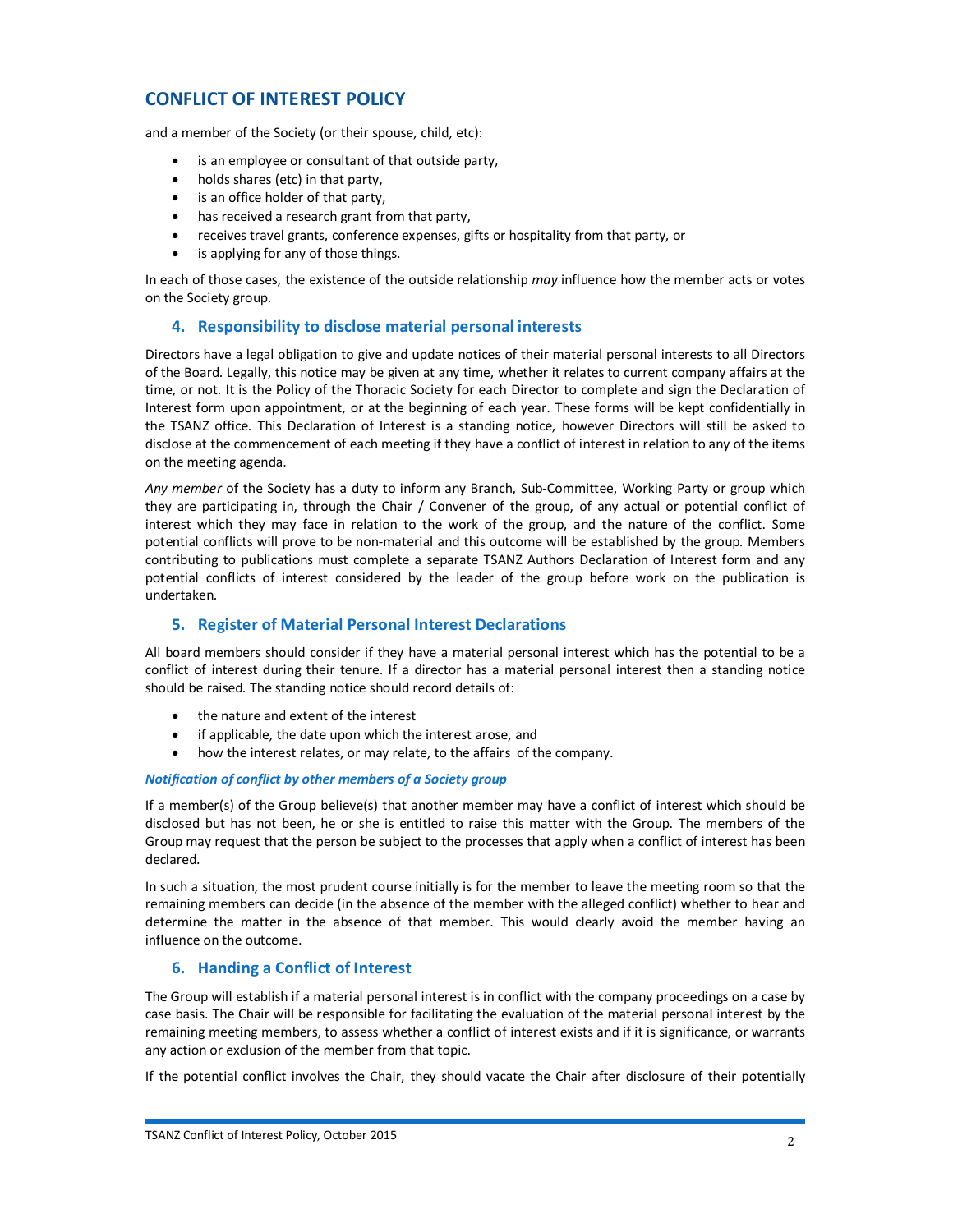# CONFLICT OF INTEREST POLICY

and a member of the Society (or their spouse, child, etc):

- is an employee or consultant of that outside party,
- holds shares (etc) in that party,
- is an office holder of that party,
- has received a research grant from that party,
- receives travel grants, conference expenses, gifts or hospitality from that party, or
- is applying for any of those things.

In each of those cases, the existence of the outside relationship *may* influence how the member acts or votes on the Society group.

## 4. Responsibility to disclose material personal interests

Directors have a legal obligation to give and update notices of their material personal interests to all Directors of the Board. Legally, this notice may be given at any time, whether it relates to current company affairs at the time, or not. It is the Policy of the Thoracic Society for each Director to complete and sign the Declaration of Interest form upon appointment, or at the beginning of each year. These forms will be kept confidentially in the TSANZ office. This Declaration of Interest is a standing notice, however Directors will still be asked to disclose at the commencement of each meeting if they have a conflict of interest in relation to any of the items on the meeting agenda.

*Any member* of the Society has a duty to inform any Branch, Sub-Committee, Working Party or group which they are participating in, through the Chair / Convener of the group, of any actual or potential conflict of interest which they may face in relation to the work of the group, and the nature of the conflict. Some potential conflicts will prove to be non-material and this outcome will be established by the group. Members contributing to publications must complete a separate TSANZ Authors Declaration of Interest form and any potential conflicts of interest considered by the leader of the group before work on the publication is undertaken.

## 5. Register of Material Personal Interest Declarations

All board members should consider if they have a material personal interest which has the potential to be a conflict of interest during their tenure. If a director has a material personal interest then a standing notice should be raised. The standing notice should record details of:

- the nature and extent of the interest
- if applicable, the date upon which the interest arose, and
- how the interest relates, or may relate, to the affairs of the company.

### *Notification of conflict by other members of a Society group*

If a member(s) of the Group believe(s) that another member may have a conflict of interest which should be disclosed but has not been, he or she is entitled to raise this matter with the Group. The members of the Group may request that the person be subject to the processes that apply when a conflict of interest has been declared.

In such a situation, the most prudent course initially is for the member to leave the meeting room so that the remaining members can decide (in the absence of the member with the alleged conflict) whether to hear and determine the matter in the absence of that member. This would clearly avoid the member having an influence on the outcome.

## 6. Handing a Conflict of Interest

The Group will establish if a material personal interest is in conflict with the company proceedings on a case by case basis. The Chair will be responsible for facilitating the evaluation of the material personal interest by the remaining meeting members, to assess whether a conflict of interest exists and if it is significance, or warrants any action or exclusion of the member from that topic.

If the potential conflict involves the Chair, they should vacate the Chair after disclosure of their potentially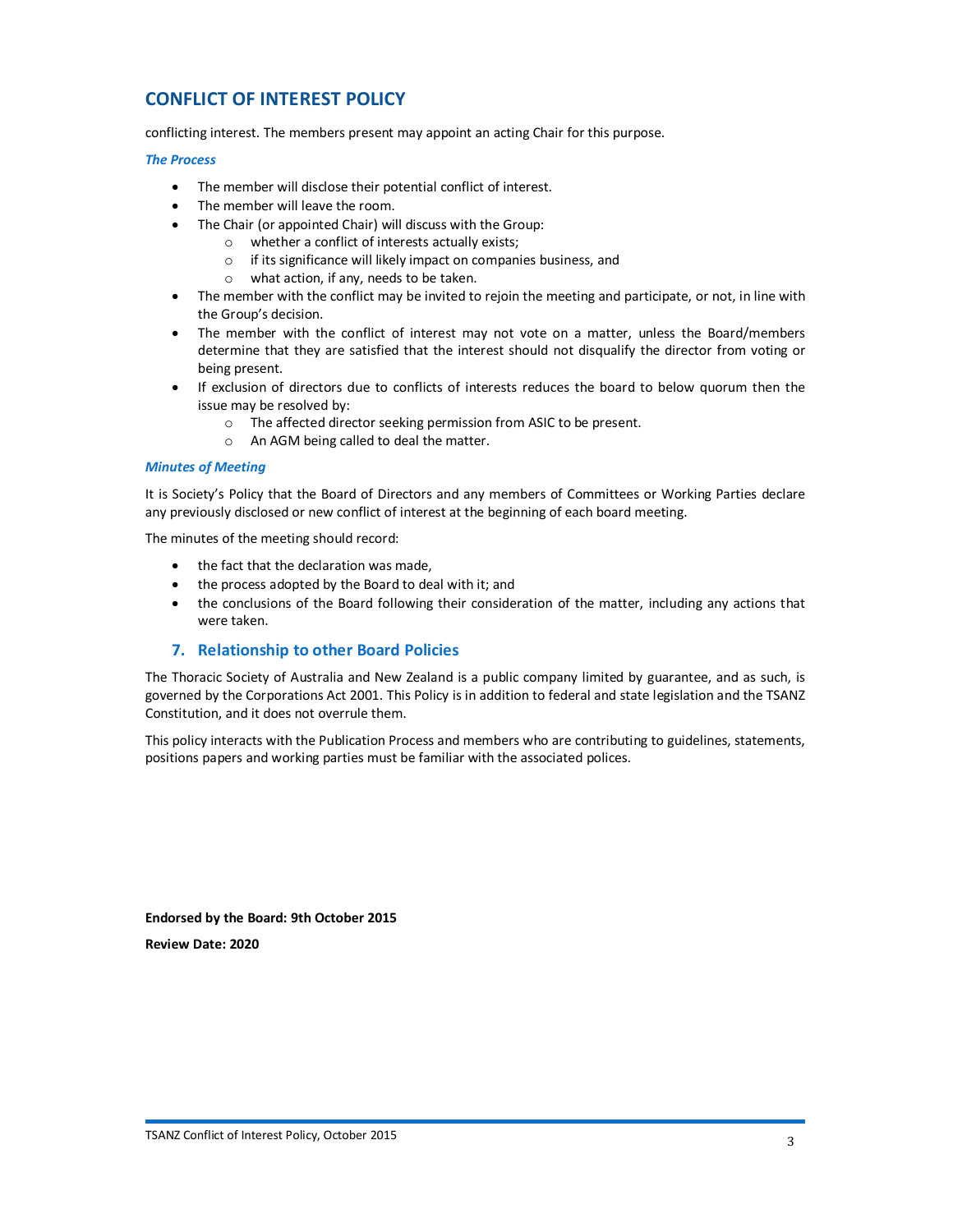# CONFLICT OF INTEREST POLICY

conflicting interest. The members present may appoint an acting Chair for this purpose.

***The Process***

- The member will disclose their potential conflict of interest.
- The member will leave the room.
- The Chair (or appointed Chair) will discuss with the Group:
  - whether a conflict of interests actually exists;
  - if its significance will likely impact on companies business, and
  - what action, if any, needs to be taken.
- The member with the conflict may be invited to rejoin the meeting and participate, or not, in line with the Group's decision.
- The member with the conflict of interest may not vote on a matter, unless the Board/members determine that they are satisfied that the interest should not disqualify the director from voting or being present.
- If exclusion of directors due to conflicts of interests reduces the board to below quorum then the issue may be resolved by:
  - The affected director seeking permission from ASIC to be present.
  - An AGM being called to deal the matter.

***Minutes of Meeting***

It is Society's Policy that the Board of Directors and any members of Committees or Working Parties declare any previously disclosed or new conflict of interest at the beginning of each board meeting.

The minutes of the meeting should record:

- the fact that the declaration was made,
- the process adopted by the Board to deal with it; and
- the conclusions of the Board following their consideration of the matter, including any actions that were taken.

## 7. Relationship to other Board Policies

The Thoracic Society of Australia and New Zealand is a public company limited by guarantee, and as such, is governed by the Corporations Act 2001. This Policy is in addition to federal and state legislation and the TSANZ Constitution, and it does not overrule them.

This policy interacts with the Publication Process and members who are contributing to guidelines, statements, positions papers and working parties must be familiar with the associated polices.

**Endorsed by the Board: 9th October 2015**

**Review Date: 2020**